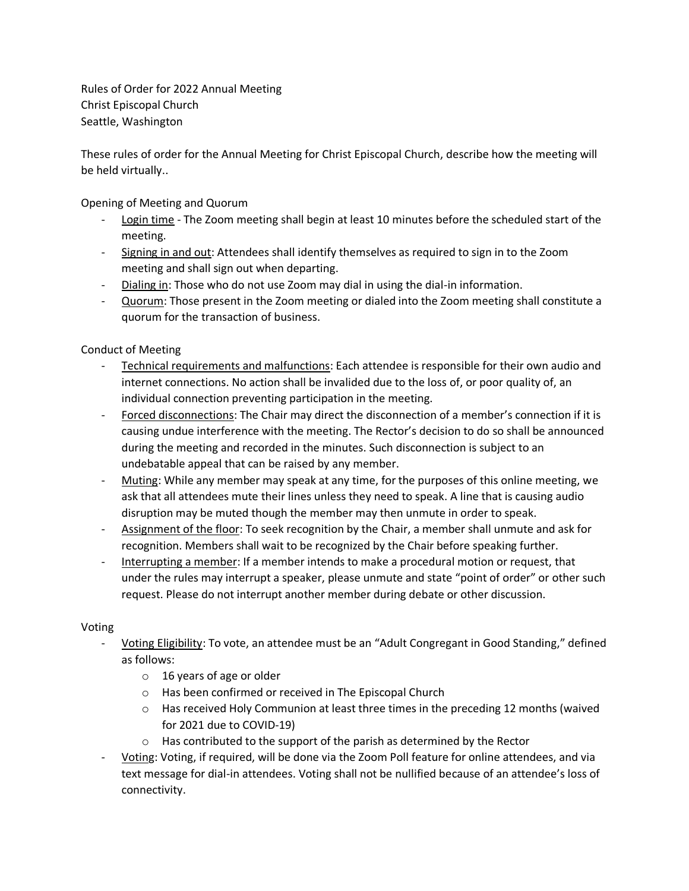Rules of Order for 2022 Annual Meeting
Christ Episcopal Church
Seattle, Washington

These rules of order for the Annual Meeting for Christ Episcopal Church, describe how the meeting will be held virtually..

Opening of Meeting and Quorum

- Login time - The Zoom meeting shall begin at least 10 minutes before the scheduled start of the meeting.
- Signing in and out: Attendees shall identify themselves as required to sign in to the Zoom meeting and shall sign out when departing.
- Dialing in: Those who do not use Zoom may dial in using the dial-in information.
- Quorum: Those present in the Zoom meeting or dialed into the Zoom meeting shall constitute a quorum for the transaction of business.

Conduct of Meeting

- Technical requirements and malfunctions: Each attendee is responsible for their own audio and internet connections. No action shall be invalided due to the loss of, or poor quality of, an individual connection preventing participation in the meeting.
- Forced disconnections: The Chair may direct the disconnection of a member's connection if it is causing undue interference with the meeting. The Rector's decision to do so shall be announced during the meeting and recorded in the minutes. Such disconnection is subject to an undebatable appeal that can be raised by any member.
- Muting: While any member may speak at any time, for the purposes of this online meeting, we ask that all attendees mute their lines unless they need to speak. A line that is causing audio disruption may be muted though the member may then unmute in order to speak.
- Assignment of the floor: To seek recognition by the Chair, a member shall unmute and ask for recognition. Members shall wait to be recognized by the Chair before speaking further.
- Interrupting a member: If a member intends to make a procedural motion or request, that under the rules may interrupt a speaker, please unmute and state "point of order" or other such request. Please do not interrupt another member during debate or other discussion.

Voting

- Voting Eligibility: To vote, an attendee must be an "Adult Congregant in Good Standing," defined as follows:
  - 16 years of age or older
  - Has been confirmed or received in The Episcopal Church
  - Has received Holy Communion at least three times in the preceding 12 months (waived for 2021 due to COVID-19)
  - Has contributed to the support of the parish as determined by the Rector
- Voting: Voting, if required, will be done via the Zoom Poll feature for online attendees, and via text message for dial-in attendees. Voting shall not be nullified because of an attendee's loss of connectivity.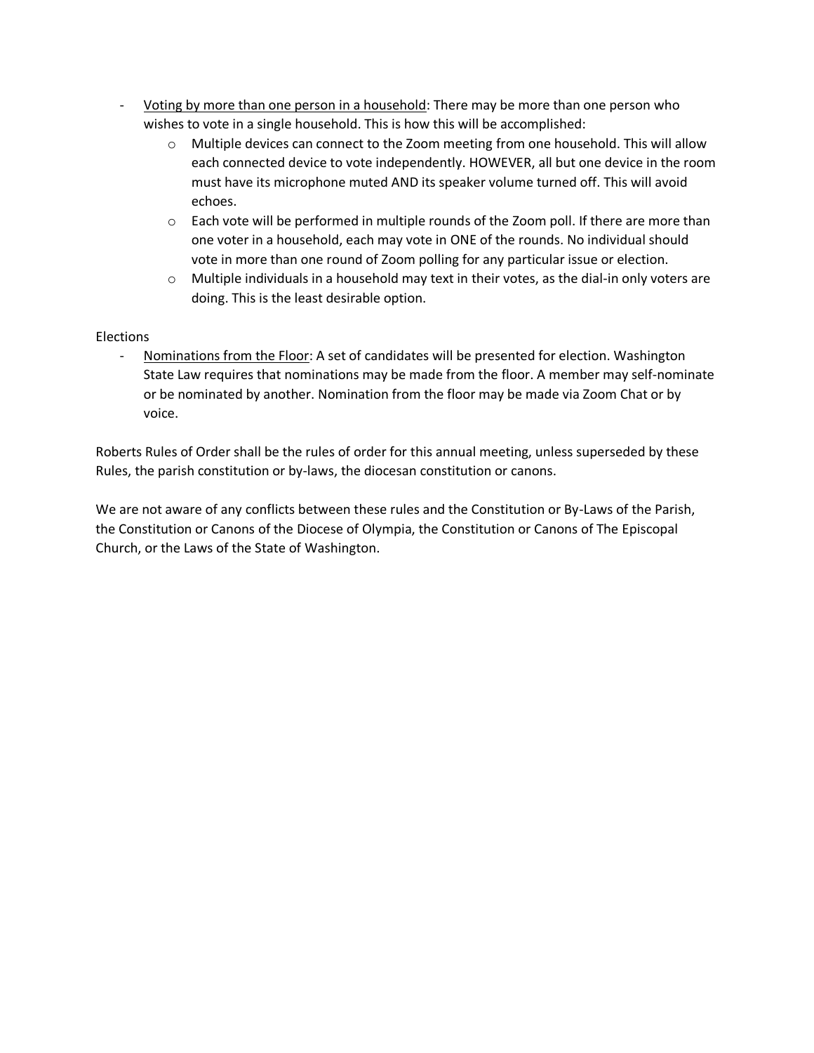- Voting by more than one person in a household: There may be more than one person who wishes to vote in a single household. This is how this will be accomplished:
  - Multiple devices can connect to the Zoom meeting from one household. This will allow each connected device to vote independently. HOWEVER, all but one device in the room must have its microphone muted AND its speaker volume turned off. This will avoid echoes.
  - Each vote will be performed in multiple rounds of the Zoom poll. If there are more than one voter in a household, each may vote in ONE of the rounds. No individual should vote in more than one round of Zoom polling for any particular issue or election.
  - Multiple individuals in a household may text in their votes, as the dial-in only voters are doing. This is the least desirable option.

Elections

- Nominations from the Floor: A set of candidates will be presented for election. Washington State Law requires that nominations may be made from the floor. A member may self-nominate or be nominated by another. Nomination from the floor may be made via Zoom Chat or by voice.

Roberts Rules of Order shall be the rules of order for this annual meeting, unless superseded by these Rules, the parish constitution or by-laws, the diocesan constitution or canons.

We are not aware of any conflicts between these rules and the Constitution or By-Laws of the Parish, the Constitution or Canons of the Diocese of Olympia, the Constitution or Canons of The Episcopal Church, or the Laws of the State of Washington.